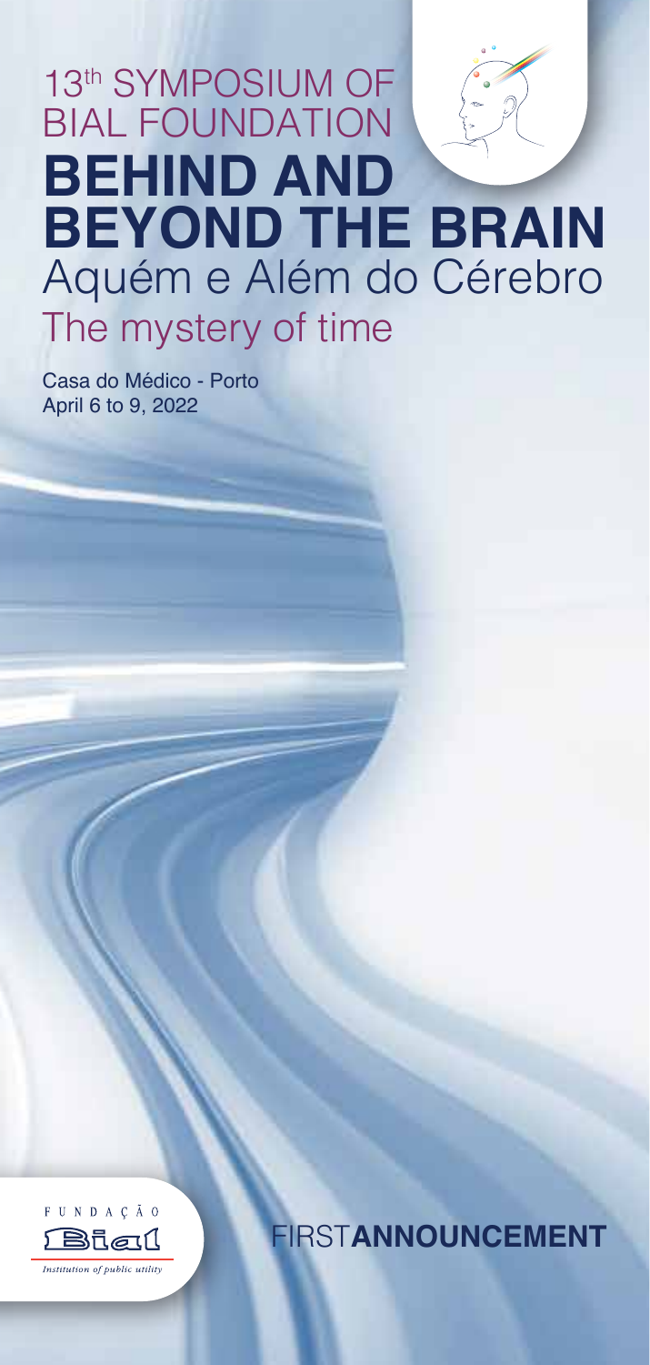13th SYMPOSIUM OF BIAL FOUNDATION

# BEHIND AND BEYOND THE BRAIN

## Aquém e Além do Cérebro

## The mystery of time

Casa do Médico - Porto
April 6 to 9, 2022

FUNDAÇÃO Bial
*Institution of public utility*

FIRST**ANNOUNCEMENT**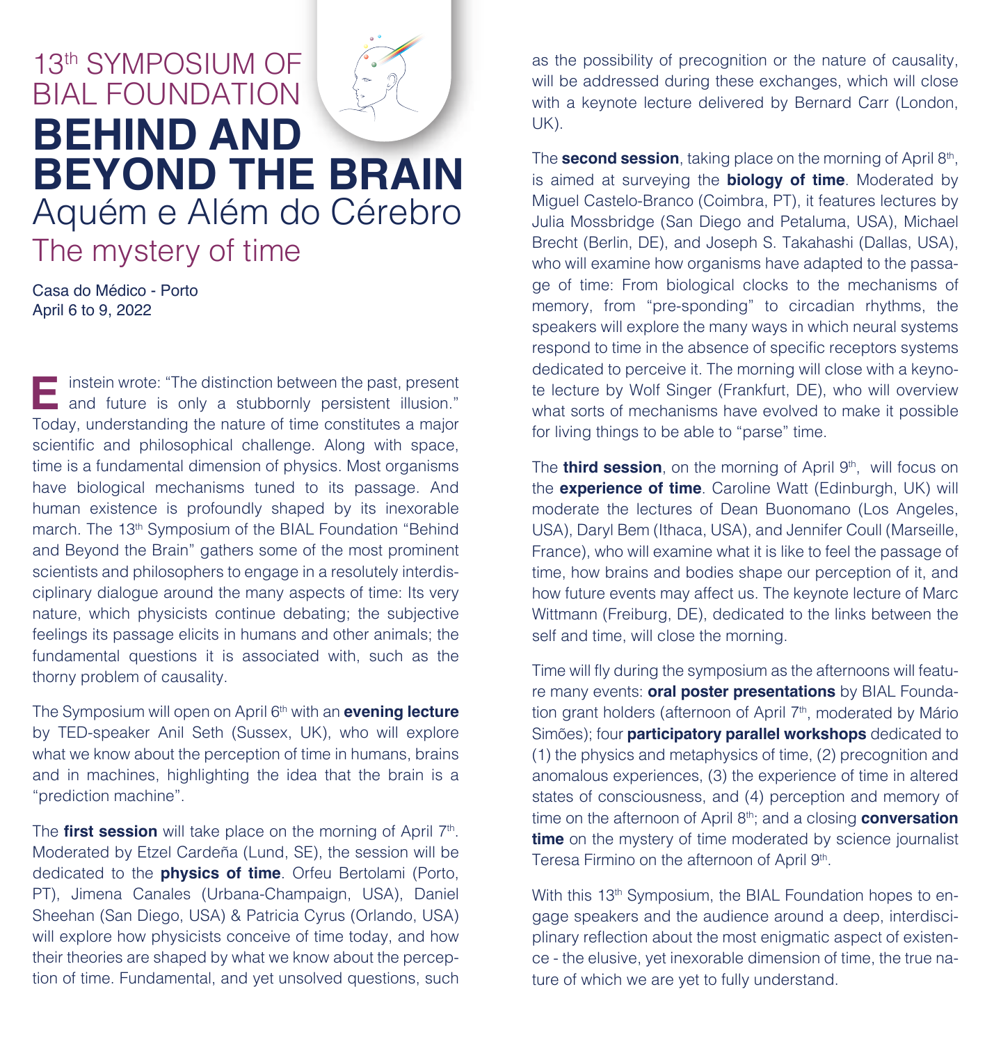# 13th SYMPOSIUM OF BIAL FOUNDATION

# BEHIND AND BEYOND THE BRAIN

## Aquém e Além do Cérebro

## The mystery of time

Casa do Médico - Porto
April 6 to 9, 2022

Einstein wrote: "The distinction between the past, present and future is only a stubbornly persistent illusion." Today, understanding the nature of time constitutes a major scientific and philosophical challenge. Along with space, time is a fundamental dimension of physics. Most organisms have biological mechanisms tuned to its passage. And human existence is profoundly shaped by its inexorable march. The 13th Symposium of the BIAL Foundation "Behind and Beyond the Brain" gathers some of the most prominent scientists and philosophers to engage in a resolutely interdisciplinary dialogue around the many aspects of time: Its very nature, which physicists continue debating; the subjective feelings its passage elicits in humans and other animals; the fundamental questions it is associated with, such as the thorny problem of causality.

The Symposium will open on April 6th with an **evening lecture** by TED-speaker Anil Seth (Sussex, UK), who will explore what we know about the perception of time in humans, brains and in machines, highlighting the idea that the brain is a "prediction machine".

The **first session** will take place on the morning of April 7th. Moderated by Etzel Cardeña (Lund, SE), the session will be dedicated to the **physics of time**. Orfeu Bertolami (Porto, PT), Jimena Canales (Urbana-Champaign, USA), Daniel Sheehan (San Diego, USA) & Patricia Cyrus (Orlando, USA) will explore how physicists conceive of time today, and how their theories are shaped by what we know about the perception of time. Fundamental, and yet unsolved questions, such as the possibility of precognition or the nature of causality, will be addressed during these exchanges, which will close with a keynote lecture delivered by Bernard Carr (London, UK).

The **second session**, taking place on the morning of April 8th, is aimed at surveying the **biology of time**. Moderated by Miguel Castelo-Branco (Coimbra, PT), it features lectures by Julia Mossbridge (San Diego and Petaluma, USA), Michael Brecht (Berlin, DE), and Joseph S. Takahashi (Dallas, USA), who will examine how organisms have adapted to the passage of time: From biological clocks to the mechanisms of memory, from "pre-sponding" to circadian rhythms, the speakers will explore the many ways in which neural systems respond to time in the absence of specific receptors systems dedicated to perceive it. The morning will close with a keynote lecture by Wolf Singer (Frankfurt, DE), who will overview what sorts of mechanisms have evolved to make it possible for living things to be able to "parse" time.

The **third session**, on the morning of April 9th, will focus on the **experience of time**. Caroline Watt (Edinburgh, UK) will moderate the lectures of Dean Buonomano (Los Angeles, USA), Daryl Bem (Ithaca, USA), and Jennifer Coull (Marseille, France), who will examine what it is like to feel the passage of time, how brains and bodies shape our perception of it, and how future events may affect us. The keynote lecture of Marc Wittmann (Freiburg, DE), dedicated to the links between the self and time, will close the morning.

Time will fly during the symposium as the afternoons will feature many events: **oral poster presentations** by BIAL Foundation grant holders (afternoon of April 7th, moderated by Mário Simões); four **participatory parallel workshops** dedicated to (1) the physics and metaphysics of time, (2) precognition and anomalous experiences, (3) the experience of time in altered states of consciousness, and (4) perception and memory of time on the afternoon of April 8th; and a closing **conversation time** on the mystery of time moderated by science journalist Teresa Firmino on the afternoon of April 9th.

With this 13th Symposium, the BIAL Foundation hopes to engage speakers and the audience around a deep, interdisciplinary reflection about the most enigmatic aspect of existence - the elusive, yet inexorable dimension of time, the true nature of which we are yet to fully understand.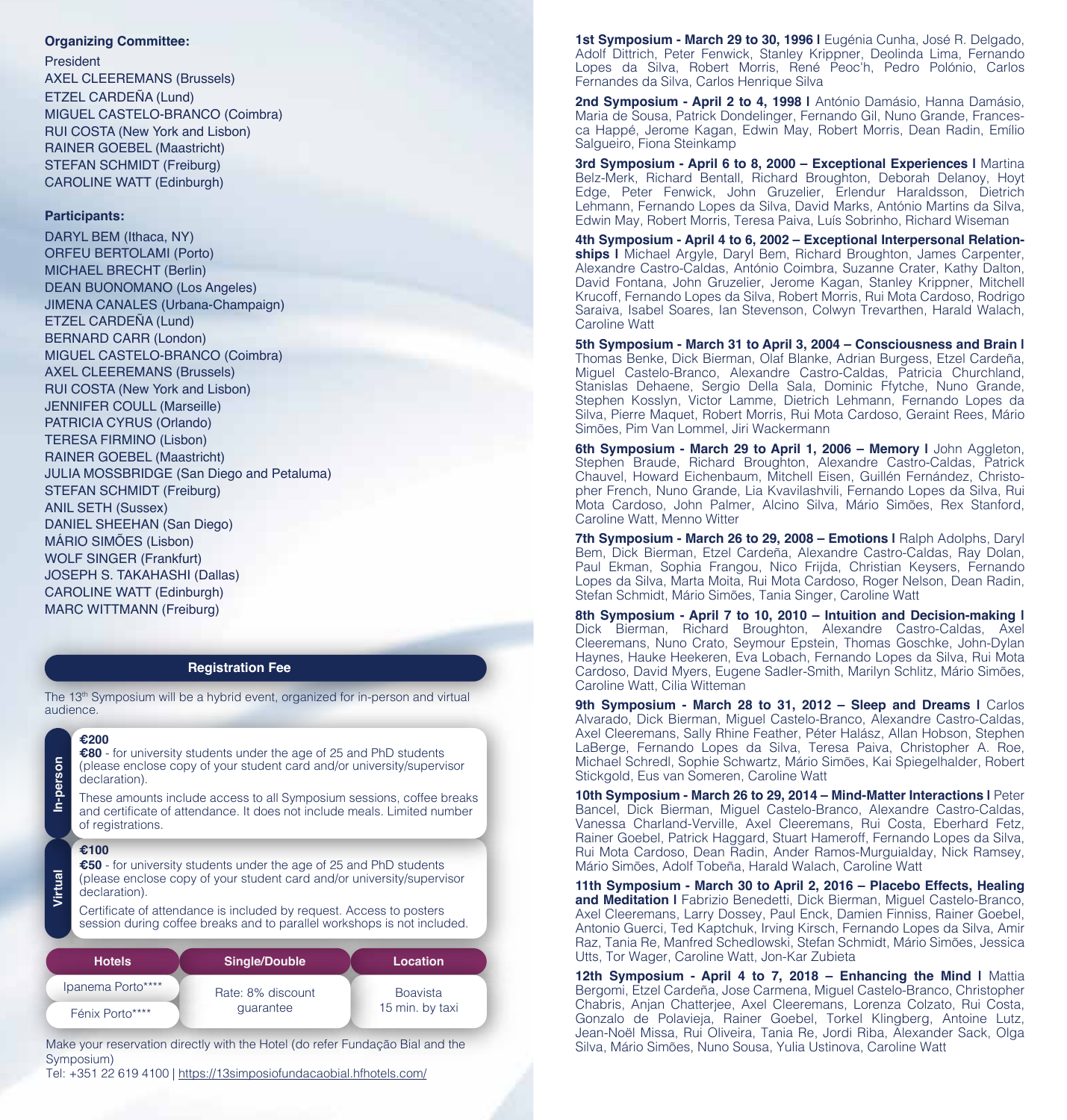**Organizing Committee:**

President
AXEL CLEEREMANS (Brussels)
ETZEL CARDEÑA (Lund)
MIGUEL CASTELO-BRANCO (Coimbra)
RUI COSTA (New York and Lisbon)
RAINER GOEBEL (Maastricht)
STEFAN SCHMIDT (Freiburg)
CAROLINE WATT (Edinburgh)

**Participants:**

DARYL BEM (Ithaca, NY)
ORFEU BERTOLAMI (Porto)
MICHAEL BRECHT (Berlin)
DEAN BUONOMANO (Los Angeles)
JIMENA CANALES (Urbana-Champaign)
ETZEL CARDEÑA (Lund)
BERNARD CARR (London)
MIGUEL CASTELO-BRANCO (Coimbra)
AXEL CLEEREMANS (Brussels)
RUI COSTA (New York and Lisbon)
JENNIFER COULL (Marseille)
PATRICIA CYRUS (Orlando)
TERESA FIRMINO (Lisbon)
RAINER GOEBEL (Maastricht)
JULIA MOSSBRIDGE (San Diego and Petaluma)
STEFAN SCHMIDT (Freiburg)
ANIL SETH (Sussex)
DANIEL SHEEHAN (San Diego)
MÁRIO SIMÕES (Lisbon)
WOLF SINGER (Frankfurt)
JOSEPH S. TAKAHASHI (Dallas)
CAROLINE WATT (Edinburgh)
MARC WITTMANN (Freiburg)

## Registration Fee

The 13th Symposium will be a hybrid event, organized for in-person and virtual audience.

**In-person**

**€200**
**€80** - for university students under the age of 25 and PhD students (please enclose copy of your student card and/or university/supervisor declaration).

These amounts include access to all Symposium sessions, coffee breaks and certificate of attendance. It does not include meals. Limited number of registrations.

**Virtual**

**€100**
**€50** - for university students under the age of 25 and PhD students (please enclose copy of your student card and/or university/supervisor declaration).

Certificate of attendance is included by request. Access to posters session during coffee breaks and to parallel workshops is not included.

| Hotels | Single/Double | Location |
|---|---|---|
| Ipanema Porto**** | Rate: 8% discount guarantee | Boavista 15 min. by taxi |
| Fénix Porto**** | | |

Make your reservation directly with the Hotel (do refer Fundação Bial and the Symposium)
Tel: +351 22 619 4100 | https://13simposiofundacaobial.hfhotels.com/

**1st Symposium - March 29 to 30, 1996 |** Eugénia Cunha, José R. Delgado, Adolf Dittrich, Peter Fenwick, Stanley Krippner, Deolinda Lima, Fernando Lopes da Silva, Robert Morris, René Peoc'h, Pedro Polónio, Carlos Fernandes da Silva, Carlos Henrique Silva

**2nd Symposium - April 2 to 4, 1998 |** António Damásio, Hanna Damásio, Maria de Sousa, Patrick Dondelinger, Fernando Gil, Nuno Grande, Francesca Happé, Jerome Kagan, Edwin May, Robert Morris, Dean Radin, Emílio Salgueiro, Fiona Steinkamp

**3rd Symposium - April 6 to 8, 2000 – Exceptional Experiences |** Martina Belz-Merk, Richard Bentall, Richard Broughton, Deborah Delanoy, Hoyt Edge, Peter Fenwick, John Gruzelier, Erlendur Haraldsson, Dietrich Lehmann, Fernando Lopes da Silva, David Marks, António Martins da Silva, Edwin May, Robert Morris, Teresa Paiva, Luís Sobrinho, Richard Wiseman

**4th Symposium - April 4 to 6, 2002 – Exceptional Interpersonal Relationships |** Michael Argyle, Daryl Bem, Richard Broughton, James Carpenter, Alexandre Castro-Caldas, António Coimbra, Suzanne Crater, Kathy Dalton, David Fontana, John Gruzelier, Jerome Kagan, Stanley Krippner, Mitchell Krucoff, Fernando Lopes da Silva, Robert Morris, Rui Mota Cardoso, Rodrigo Saraiva, Isabel Soares, Ian Stevenson, Colwyn Trevarthen, Harald Walach, Caroline Watt

**5th Symposium - March 31 to April 3, 2004 – Consciousness and Brain |** Thomas Benke, Dick Bierman, Olaf Blanke, Adrian Burgess, Etzel Cardeña, Miguel Castelo-Branco, Alexandre Castro-Caldas, Patricia Churchland, Stanislas Dehaene, Sergio Della Sala, Dominic Ffytche, Nuno Grande, Stephen Kosslyn, Victor Lamme, Dietrich Lehmann, Fernando Lopes da Silva, Pierre Maquet, Robert Morris, Rui Mota Cardoso, Geraint Rees, Mário Simões, Pim Van Lommel, Jiri Wackermann

**6th Symposium - March 29 to April 1, 2006 – Memory |** John Aggleton, Stephen Braude, Richard Broughton, Alexandre Castro-Caldas, Patrick Chauvel, Howard Eichenbaum, Mitchell Eisen, Guillén Fernández, Christopher French, Nuno Grande, Lia Kvavilashvili, Fernando Lopes da Silva, Rui Mota Cardoso, John Palmer, Alcino Silva, Mário Simões, Rex Stanford, Caroline Watt, Menno Witter

**7th Symposium - March 26 to 29, 2008 – Emotions |** Ralph Adolphs, Daryl Bem, Dick Bierman, Etzel Cardeña, Alexandre Castro-Caldas, Ray Dolan, Paul Ekman, Sophia Frangou, Nico Frijda, Christian Keysers, Fernando Lopes da Silva, Marta Moita, Rui Mota Cardoso, Roger Nelson, Dean Radin, Stefan Schmidt, Mário Simões, Tania Singer, Caroline Watt

**8th Symposium - April 7 to 10, 2010 – Intuition and Decision-making |** Dick Bierman, Richard Broughton, Alexandre Castro-Caldas, Axel Cleeremans, Nuno Crato, Seymour Epstein, Thomas Goschke, John-Dylan Haynes, Hauke Heekeren, Eva Lobach, Fernando Lopes da Silva, Rui Mota Cardoso, David Myers, Eugene Sadler-Smith, Marilyn Schlitz, Mário Simões, Caroline Watt, Cilia Witteman

**9th Symposium - March 28 to 31, 2012 – Sleep and Dreams |** Carlos Alvarado, Dick Bierman, Miguel Castelo-Branco, Alexandre Castro-Caldas, Axel Cleeremans, Sally Rhine Feather, Péter Halász, Allan Hobson, Stephen LaBerge, Fernando Lopes da Silva, Teresa Paiva, Christopher A. Roe, Michael Schredl, Sophie Schwartz, Mário Simões, Kai Spiegelhalder, Robert Stickgold, Eus van Someren, Caroline Watt

**10th Symposium - March 26 to 29, 2014 – Mind-Matter Interactions |** Peter Bancel, Dick Bierman, Miguel Castelo-Branco, Alexandre Castro-Caldas, Vanessa Charland-Verville, Axel Cleeremans, Rui Costa, Eberhard Fetz, Rainer Goebel, Patrick Haggard, Stuart Hameroff, Fernando Lopes da Silva, Rui Mota Cardoso, Dean Radin, Ander Ramos-Murguialday, Nick Ramsey, Mário Simões, Adolf Tobeña, Harald Walach, Caroline Watt

**11th Symposium - March 30 to April 2, 2016 – Placebo Effects, Healing and Meditation |** Fabrizio Benedetti, Dick Bierman, Miguel Castelo-Branco, Axel Cleeremans, Larry Dossey, Paul Enck, Damien Finniss, Rainer Goebel, Antonio Guerci, Ted Kaptchuk, Irving Kirsch, Fernando Lopes da Silva, Amir Raz, Tania Re, Manfred Schedlowski, Stefan Schmidt, Mário Simões, Jessica Utts, Tor Wager, Caroline Watt, Jon-Kar Zubieta

**12th Symposium - April 4 to 7, 2018 – Enhancing the Mind |** Mattia Bergomi, Etzel Cardeña, Jose Carmena, Miguel Castelo-Branco, Christopher Chabris, Anjan Chatterjee, Axel Cleeremans, Lorenza Colzato, Rui Costa, Gonzalo de Polavieja, Rainer Goebel, Torkel Klingberg, Antoine Lutz, Jean-Noël Missa, Rui Oliveira, Tania Re, Jordi Riba, Alexander Sack, Olga Silva, Mário Simões, Nuno Sousa, Yulia Ustinova, Caroline Watt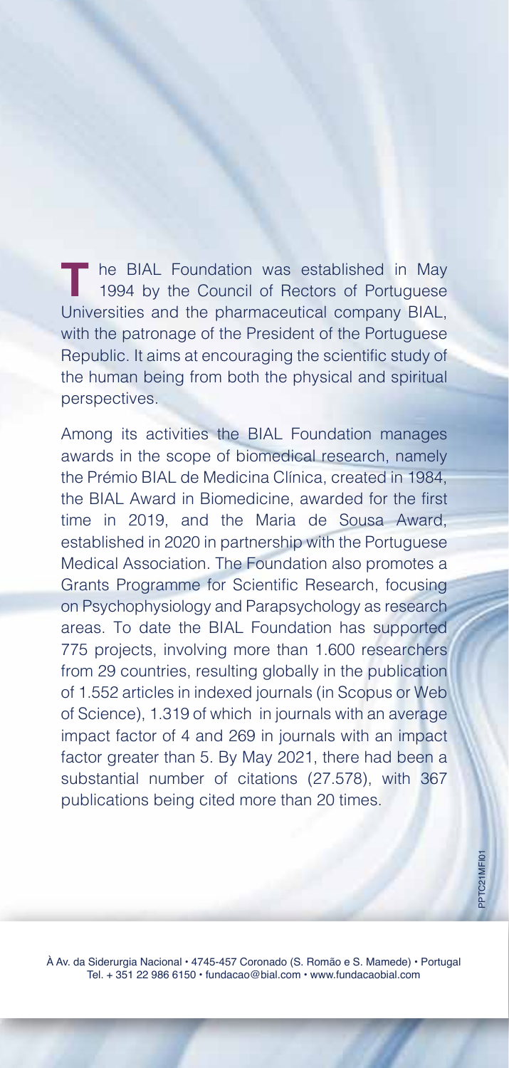The BIAL Foundation was established in May 1994 by the Council of Rectors of Portuguese Universities and the pharmaceutical company BIAL, with the patronage of the President of the Portuguese Republic. It aims at encouraging the scientific study of the human being from both the physical and spiritual perspectives.

Among its activities the BIAL Foundation manages awards in the scope of biomedical research, namely the Prémio BIAL de Medicina Clínica, created in 1984, the BIAL Award in Biomedicine, awarded for the first time in 2019, and the Maria de Sousa Award, established in 2020 in partnership with the Portuguese Medical Association. The Foundation also promotes a Grants Programme for Scientific Research, focusing on Psychophysiology and Parapsychology as research areas. To date the BIAL Foundation has supported 775 projects, involving more than 1.600 researchers from 29 countries, resulting globally in the publication of 1.552 articles in indexed journals (in Scopus or Web of Science), 1.319 of which in journals with an average impact factor of 4 and 269 in journals with an impact factor greater than 5. By May 2021, there had been a substantial number of citations (27.578), with 367 publications being cited more than 20 times.

PPTC21MFI01

À Av. da Siderurgia Nacional • 4745-457 Coronado (S. Romão e S. Mamede) • Portugal
Tel. + 351 22 986 6150 • fundacao@bial.com • www.fundacaobial.com